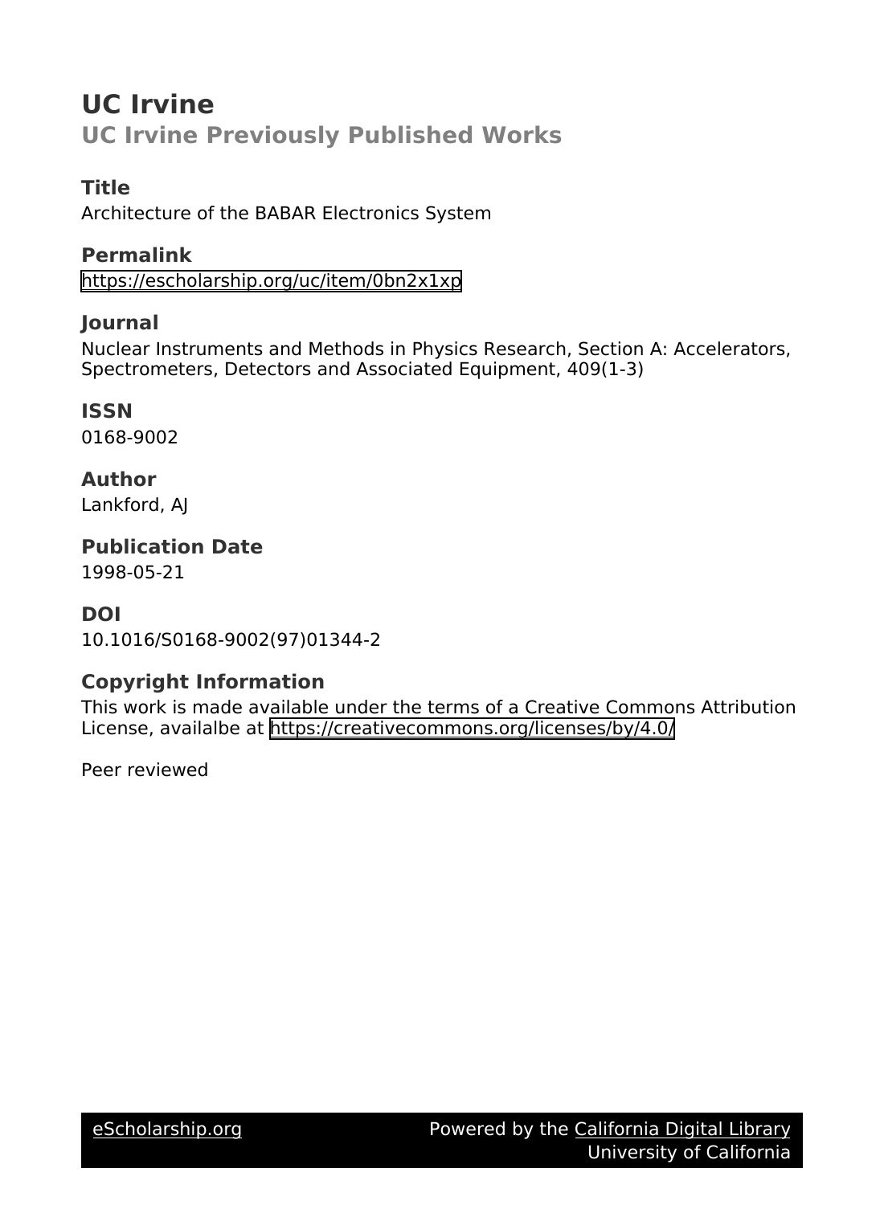# UC Irvine

## UC Irvine Previously Published Works

### Title

Architecture of the BABAR Electronics System

### Permalink

https://escholarship.org/uc/item/0bn2x1xp

### Journal

Nuclear Instruments and Methods in Physics Research, Section A: Accelerators, Spectrometers, Detectors and Associated Equipment, 409(1-3)

### ISSN

0168-9002

### Author

Lankford, AJ

### Publication Date

1998-05-21

### DOI

10.1016/S0168-9002(97)01344-2

### Copyright Information

This work is made available under the terms of a Creative Commons Attribution License, availalbe at https://creativecommons.org/licenses/by/4.0/

Peer reviewed

eScholarship.org — Powered by the California Digital Library, University of California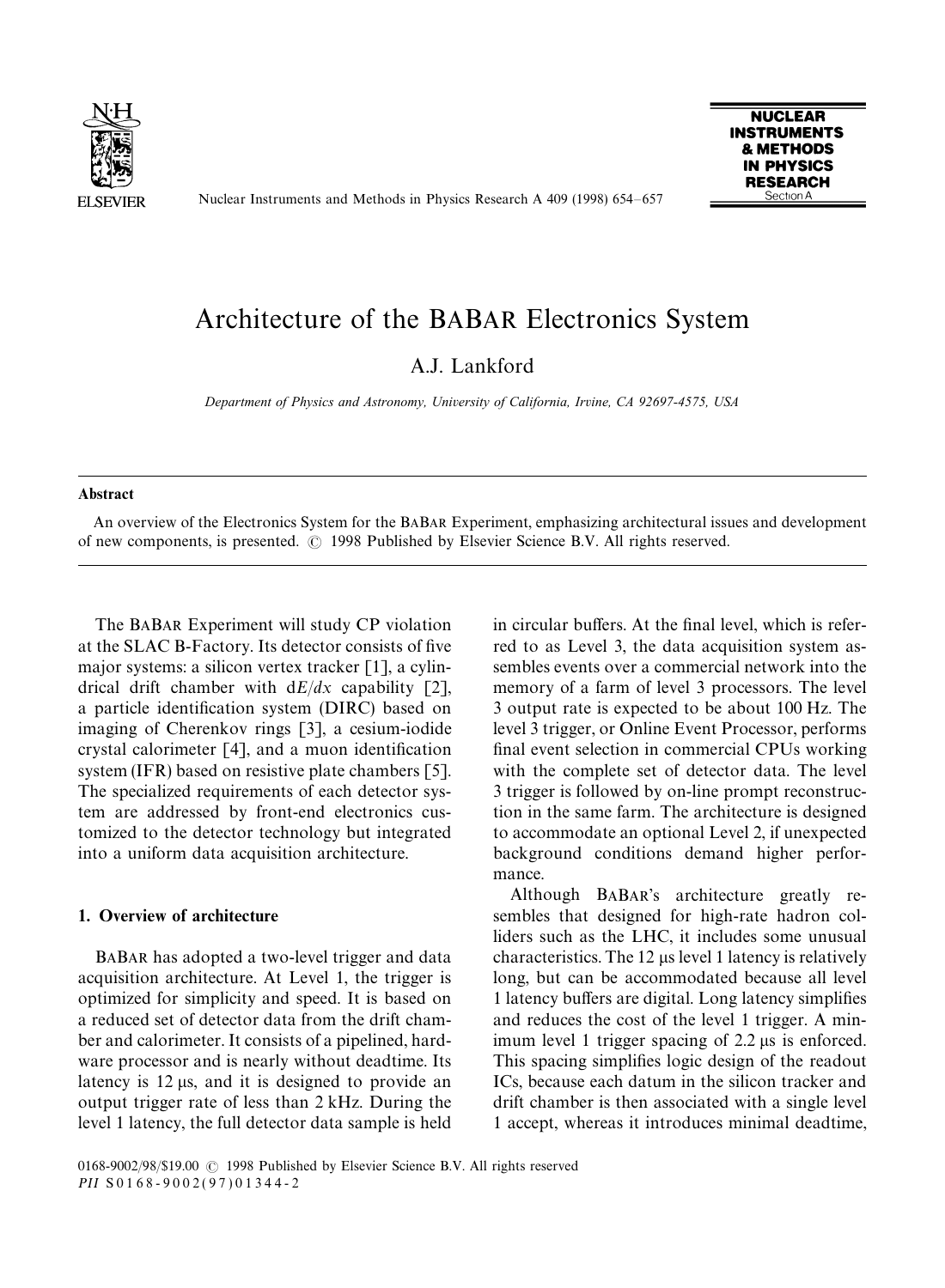# Architecture of the BaBar Electronics System

A.J. Lankford

*Department of Physics and Astronomy, University of California, Irvine, CA 92697-4575, USA*

## Abstract

An overview of the Electronics System for the BaBar Experiment, emphasizing architectural issues and development of new components, is presented. © 1998 Published by Elsevier Science B.V. All rights reserved.

The BaBar Experiment will study CP violation at the SLAC B-Factory. Its detector consists of five major systems: a silicon vertex tracker [1], a cylindrical drift chamber with d$E$/d$x$ capability [2], a particle identification system (DIRC) based on imaging of Cherenkov rings [3], a cesium-iodide crystal calorimeter [4], and a muon identification system (IFR) based on resistive plate chambers [5]. The specialized requirements of each detector system are addressed by front-end electronics customized to the detector technology but integrated into a uniform data acquisition architecture.

## 1. Overview of architecture

BaBar has adopted a two-level trigger and data acquisition architecture. At Level 1, the trigger is optimized for simplicity and speed. It is based on a reduced set of detector data from the drift chamber and calorimeter. It consists of a pipelined, hardware processor and is nearly without deadtime. Its latency is 12 μs, and it is designed to provide an output trigger rate of less than 2 kHz. During the level 1 latency, the full detector data sample is held in circular buffers. At the final level, which is referred to as Level 3, the data acquisition system assembles events over a commercial network into the memory of a farm of level 3 processors. The level 3 output rate is expected to be about 100 Hz. The level 3 trigger, or Online Event Processor, performs final event selection in commercial CPUs working with the complete set of detector data. The level 3 trigger is followed by on-line prompt reconstruction in the same farm. The architecture is designed to accommodate an optional Level 2, if unexpected background conditions demand higher performance.

Although BaBar's architecture greatly resembles that designed for high-rate hadron colliders such as the LHC, it includes some unusual characteristics. The 12 μs level 1 latency is relatively long, but can be accommodated because all level 1 latency buffers are digital. Long latency simplifies and reduces the cost of the level 1 trigger. A minimum level 1 trigger spacing of 2.2 μs is enforced. This spacing simplifies logic design of the readout ICs, because each datum in the silicon tracker and drift chamber is then associated with a single level 1 accept, whereas it introduces minimal deadtime,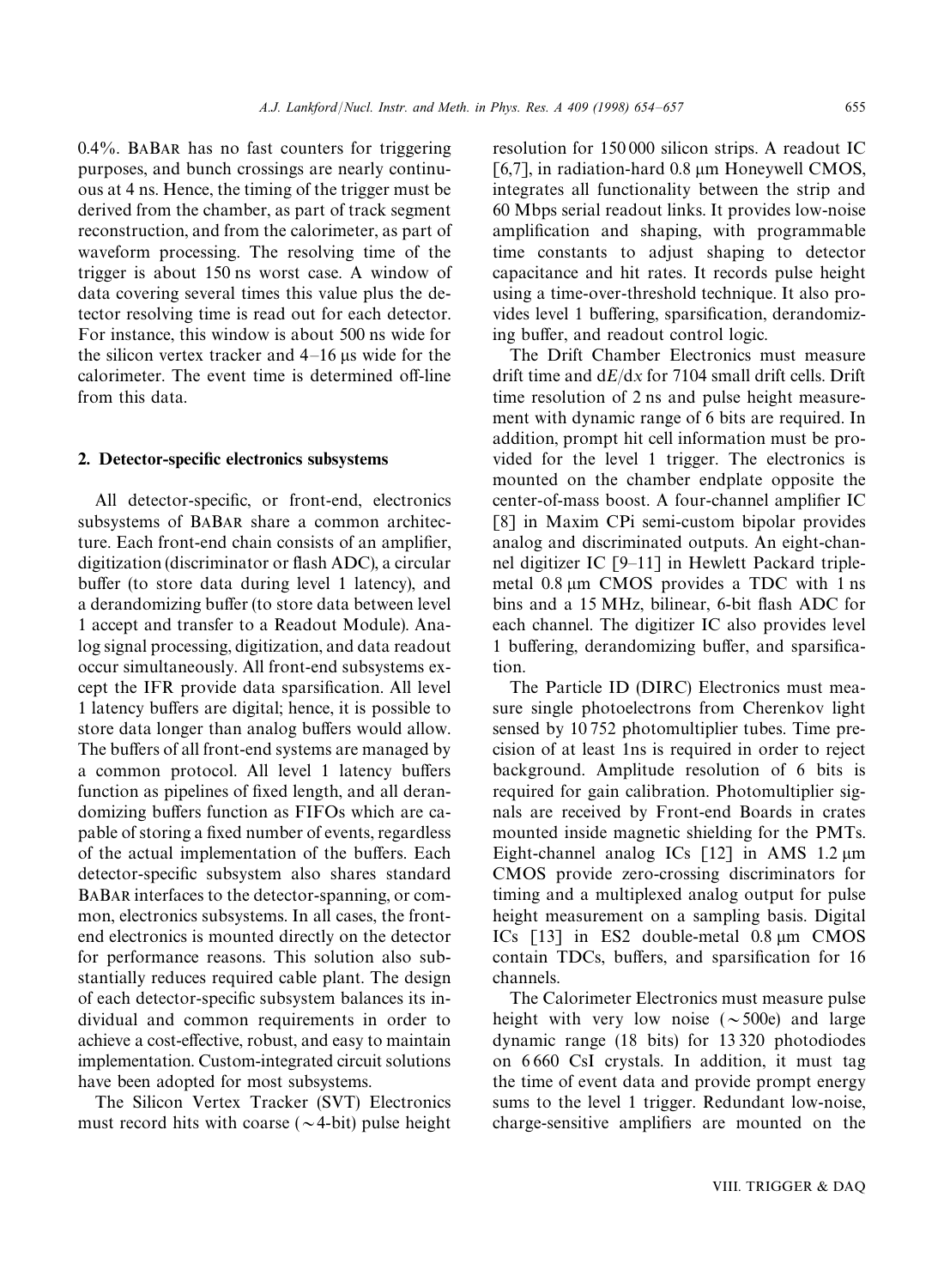0.4%. BaBar has no fast counters for triggering purposes, and bunch crossings are nearly continuous at 4 ns. Hence, the timing of the trigger must be derived from the chamber, as part of track segment reconstruction, and from the calorimeter, as part of waveform processing. The resolving time of the trigger is about 150 ns worst case. A window of data covering several times this value plus the detector resolving time is read out for each detector. For instance, this window is about 500 ns wide for the silicon vertex tracker and 4–16 μs wide for the calorimeter. The event time is determined off-line from this data.

## 2. Detector-specific electronics subsystems

All detector-specific, or front-end, electronics subsystems of BaBar share a common architecture. Each front-end chain consists of an amplifier, digitization (discriminator or flash ADC), a circular buffer (to store data during level 1 latency), and a derandomizing buffer (to store data between level 1 accept and transfer to a Readout Module). Analog signal processing, digitization, and data readout occur simultaneously. All front-end subsystems except the IFR provide data sparsification. All level 1 latency buffers are digital; hence, it is possible to store data longer than analog buffers would allow. The buffers of all front-end systems are managed by a common protocol. All level 1 latency buffers function as pipelines of fixed length, and all derandomizing buffers function as FIFOs which are capable of storing a fixed number of events, regardless of the actual implementation of the buffers. Each detector-specific subsystem also shares standard BaBar interfaces to the detector-spanning, or common, electronics subsystems. In all cases, the front-end electronics is mounted directly on the detector for performance reasons. This solution also substantially reduces required cable plant. The design of each detector-specific subsystem balances its individual and common requirements in order to achieve a cost-effective, robust, and easy to maintain implementation. Custom-integrated circuit solutions have been adopted for most subsystems.

The Silicon Vertex Tracker (SVT) Electronics must record hits with coarse (~4-bit) pulse height resolution for 150 000 silicon strips. A readout IC [6,7], in radiation-hard 0.8 μm Honeywell CMOS, integrates all functionality between the strip and 60 Mbps serial readout links. It provides low-noise amplification and shaping, with programmable time constants to adjust shaping to detector capacitance and hit rates. It records pulse height using a time-over-threshold technique. It also provides level 1 buffering, sparsification, derandomizing buffer, and readout control logic.

The Drift Chamber Electronics must measure drift time and d$E$/d$x$ for 7104 small drift cells. Drift time resolution of 2 ns and pulse height measurement with dynamic range of 6 bits are required. In addition, prompt hit cell information must be provided for the level 1 trigger. The electronics is mounted on the chamber endplate opposite the center-of-mass boost. A four-channel amplifier IC [8] in Maxim CPi semi-custom bipolar provides analog and discriminated outputs. An eight-channel digitizer IC [9–11] in Hewlett Packard triple-metal 0.8 μm CMOS provides a TDC with 1 ns bins and a 15 MHz, bilinear, 6-bit flash ADC for each channel. The digitizer IC also provides level 1 buffering, derandomizing buffer, and sparsification.

The Particle ID (DIRC) Electronics must measure single photoelectrons from Cherenkov light sensed by 10 752 photomultiplier tubes. Time precision of at least 1ns is required in order to reject background. Amplitude resolution of 6 bits is required for gain calibration. Photomultiplier signals are received by Front-end Boards in crates mounted inside magnetic shielding for the PMTs. Eight-channel analog ICs [12] in AMS 1.2 μm CMOS provide zero-crossing discriminators for timing and a multiplexed analog output for pulse height measurement on a sampling basis. Digital ICs [13] in ES2 double-metal 0.8 μm CMOS contain TDCs, buffers, and sparsification for 16 channels.

The Calorimeter Electronics must measure pulse height with very low noise (~500e) and large dynamic range (18 bits) for 13 320 photodiodes on 6 660 CsI crystals. In addition, it must tag the time of event data and provide prompt energy sums to the level 1 trigger. Redundant low-noise, charge-sensitive amplifiers are mounted on the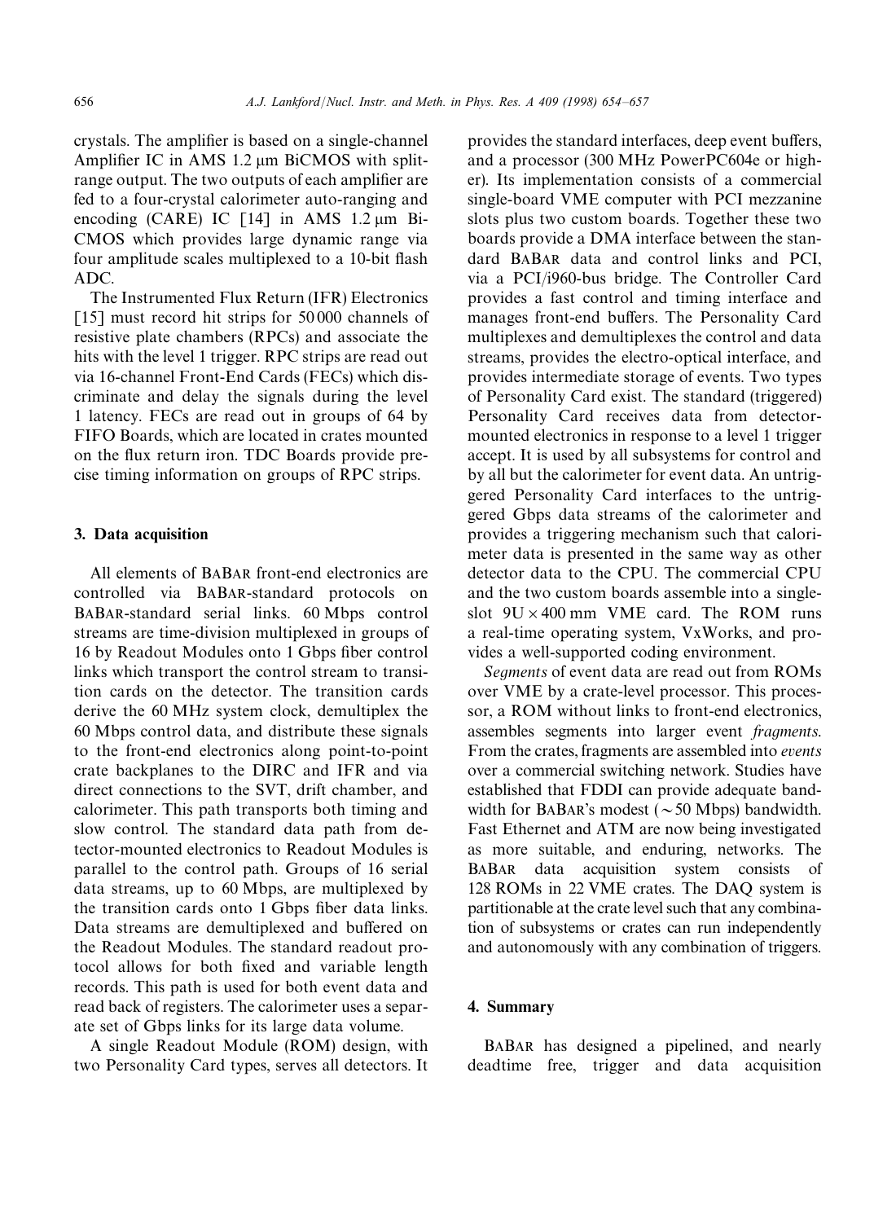crystals. The amplifier is based on a single-channel Amplifier IC in AMS 1.2 μm BiCMOS with split-range output. The two outputs of each amplifier are fed to a four-crystal calorimeter auto-ranging and encoding (CARE) IC [14] in AMS 1.2 μm BiCMOS which provides large dynamic range via four amplitude scales multiplexed to a 10-bit flash ADC.

The Instrumented Flux Return (IFR) Electronics [15] must record hit strips for 50 000 channels of resistive plate chambers (RPCs) and associate the hits with the level 1 trigger. RPC strips are read out via 16-channel Front-End Cards (FECs) which discriminate and delay the signals during the level 1 latency. FECs are read out in groups of 64 by FIFO Boards, which are located in crates mounted on the flux return iron. TDC Boards provide precise timing information on groups of RPC strips.

## 3. Data acquisition

All elements of BABAR front-end electronics are controlled via BABAR-standard protocols on BABAR-standard serial links. 60 Mbps control streams are time-division multiplexed in groups of 16 by Readout Modules onto 1 Gbps fiber control links which transport the control stream to transition cards on the detector. The transition cards derive the 60 MHz system clock, demultiplex the 60 Mbps control data, and distribute these signals to the front-end electronics along point-to-point crate backplanes to the DIRC and IFR and via direct connections to the SVT, drift chamber, and calorimeter. This path transports both timing and slow control. The standard data path from detector-mounted electronics to Readout Modules is parallel to the control path. Groups of 16 serial data streams, up to 60 Mbps, are multiplexed by the transition cards onto 1 Gbps fiber data links. Data streams are demultiplexed and buffered on the Readout Modules. The standard readout protocol allows for both fixed and variable length records. This path is used for both event data and read back of registers. The calorimeter uses a separate set of Gbps links for its large data volume.

A single Readout Module (ROM) design, with two Personality Card types, serves all detectors. It provides the standard interfaces, deep event buffers, and a processor (300 MHz PowerPC604e or higher). Its implementation consists of a commercial single-board VME computer with PCI mezzanine slots plus two custom boards. Together these two boards provide a DMA interface between the standard BABAR data and control links and PCI, via a PCI/i960-bus bridge. The Controller Card provides a fast control and timing interface and manages front-end buffers. The Personality Card multiplexes and demultiplexes the control and data streams, provides the electro-optical interface, and provides intermediate storage of events. Two types of Personality Card exist. The standard (triggered) Personality Card receives data from detector-mounted electronics in response to a level 1 trigger accept. It is used by all subsystems for control and by all but the calorimeter for event data. An untriggered Personality Card interfaces to the untriggered Gbps data streams of the calorimeter and provides a triggering mechanism such that calorimeter data is presented in the same way as other detector data to the CPU. The commercial CPU and the two custom boards assemble into a single-slot $9\mathrm{U} \times 400$ mm VME card. The ROM runs a real-time operating system, VxWorks, and provides a well-supported coding environment.

*Segments* of event data are read out from ROMs over VME by a crate-level processor. This processor, a ROM without links to front-end electronics, assembles segments into larger event *fragments*. From the crates, fragments are assembled into *events* over a commercial switching network. Studies have established that FDDI can provide adequate bandwidth for BABAR's modest ($\sim 50$ Mbps) bandwidth. Fast Ethernet and ATM are now being investigated as more suitable, and enduring, networks. The BABAR data acquisition system consists of 128 ROMs in 22 VME crates. The DAQ system is partitionable at the crate level such that any combination of subsystems or crates can run independently and autonomously with any combination of triggers.

## 4. Summary

BABAR has designed a pipelined, and nearly deadtime free, trigger and data acquisition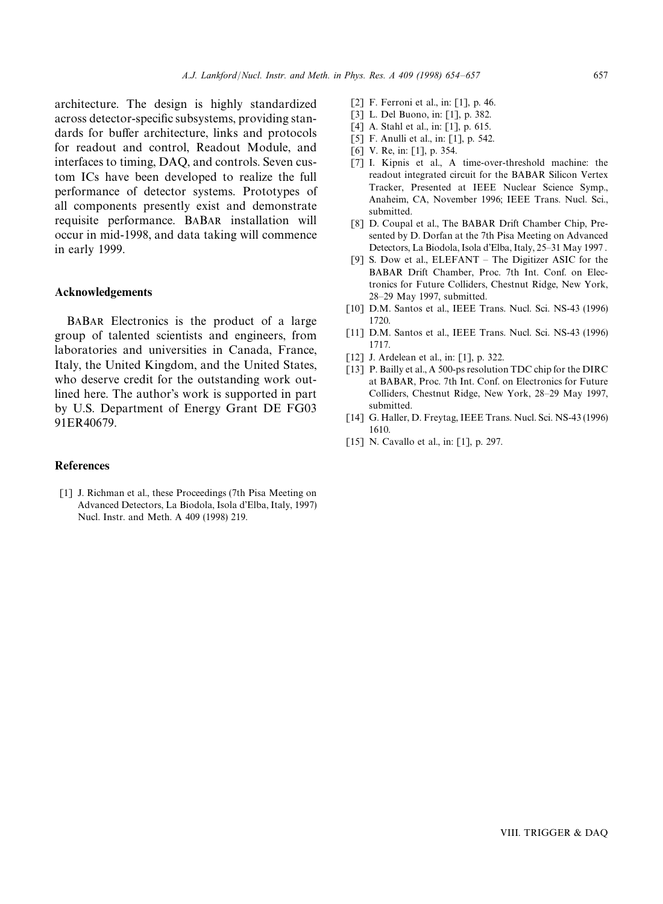architecture. The design is highly standardized across detector-specific subsystems, providing standards for buffer architecture, links and protocols for readout and control, Readout Module, and interfaces to timing, DAQ, and controls. Seven custom ICs have been developed to realize the full performance of detector systems. Prototypes of all components presently exist and demonstrate requisite performance. BABAR installation will occur in mid-1998, and data taking will commence in early 1999.

## Acknowledgements

BABAR Electronics is the product of a large group of talented scientists and engineers, from laboratories and universities in Canada, France, Italy, the United Kingdom, and the United States, who deserve credit for the outstanding work outlined here. The author's work is supported in part by U.S. Department of Energy Grant DE FG03 91ER40679.

## References

[1] J. Richman et al., these Proceedings (7th Pisa Meeting on Advanced Detectors, La Biodola, Isola d'Elba, Italy, 1997) Nucl. Instr. and Meth. A 409 (1998) 219.

[2] F. Ferroni et al., in: [1], p. 46.

[3] L. Del Buono, in: [1], p. 382.

[4] A. Stahl et al., in: [1], p. 615.

[5] F. Anulli et al., in: [1], p. 542.

[6] V. Re, in: [1], p. 354.

[7] I. Kipnis et al., A time-over-threshold machine: the readout integrated circuit for the BABAR Silicon Vertex Tracker, Presented at IEEE Nuclear Science Symp., Anaheim, CA, November 1996; IEEE Trans. Nucl. Sci., submitted.

[8] D. Coupal et al., The BABAR Drift Chamber Chip, Presented by D. Dorfan at the 7th Pisa Meeting on Advanced Detectors, La Biodola, Isola d'Elba, Italy, 25–31 May 1997 .

[9] S. Dow et al., ELEFANT – The Digitizer ASIC for the BABAR Drift Chamber, Proc. 7th Int. Conf. on Electronics for Future Colliders, Chestnut Ridge, New York, 28–29 May 1997, submitted.

[10] D.M. Santos et al., IEEE Trans. Nucl. Sci. NS-43 (1996) 1720.

[11] D.M. Santos et al., IEEE Trans. Nucl. Sci. NS-43 (1996) 1717.

[12] J. Ardelean et al., in: [1], p. 322.

[13] P. Bailly et al., A 500-ps resolution TDC chip for the DIRC at BABAR, Proc. 7th Int. Conf. on Electronics for Future Colliders, Chestnut Ridge, New York, 28–29 May 1997, submitted.

[14] G. Haller, D. Freytag, IEEE Trans. Nucl. Sci. NS-43 (1996) 1610.

[15] N. Cavallo et al., in: [1], p. 297.